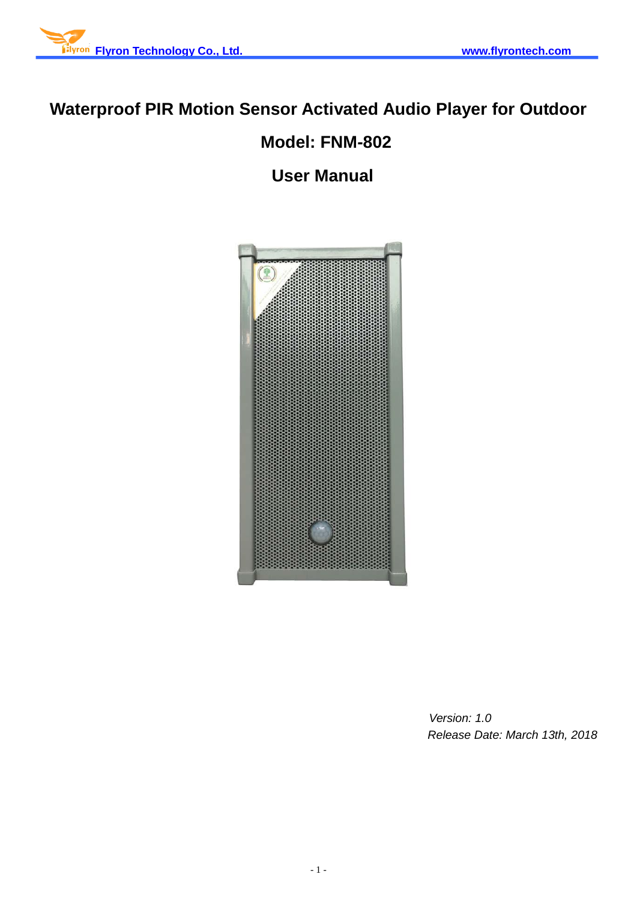# Waterproof PIR Motion Sensor Activated Audio Player for Outdoor

# Model: FNM-802

# User Manual

*Version: 1.0*

*Release Date: March 13th, 2018*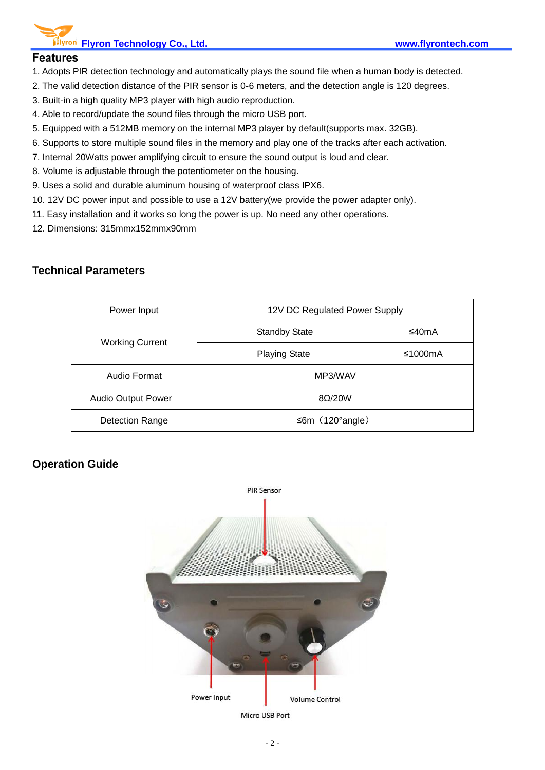## Features

1. Adopts PIR detection technology and automatically plays the sound file when a human body is detected.
2. The valid detection distance of the PIR sensor is 0-6 meters, and the detection angle is 120 degrees.
3. Built-in a high quality MP3 player with high audio reproduction.
4. Able to record/update the sound files through the micro USB port.
5. Equipped with a 512MB memory on the internal MP3 player by default(supports max. 32GB).
6. Supports to store multiple sound files in the memory and play one of the tracks after each activation.
7. Internal 20Watts power amplifying circuit to ensure the sound output is loud and clear.
8. Volume is adjustable through the potentiometer on the housing.
9. Uses a solid and durable aluminum housing of waterproof class IPX6.
10. 12V DC power input and possible to use a 12V battery(we provide the power adapter only).
11. Easy installation and it works so long the power is up. No need any other operations.
12. Dimensions: 315mmx152mmx90mm

## Technical Parameters

| Power Input | 12V DC Regulated Power Supply | |
|---|---|---|
| Working Current | Standby State | ≤40mA |
| | Playing State | ≤1000mA |
| Audio Format | MP3/WAV | |
| Audio Output Power | 8Ω/20W | |
| Detection Range | ≤6m（120°angle） | |

## Operation Guide

PIR Sensor

Power Input

Volume Control

Micro USB Port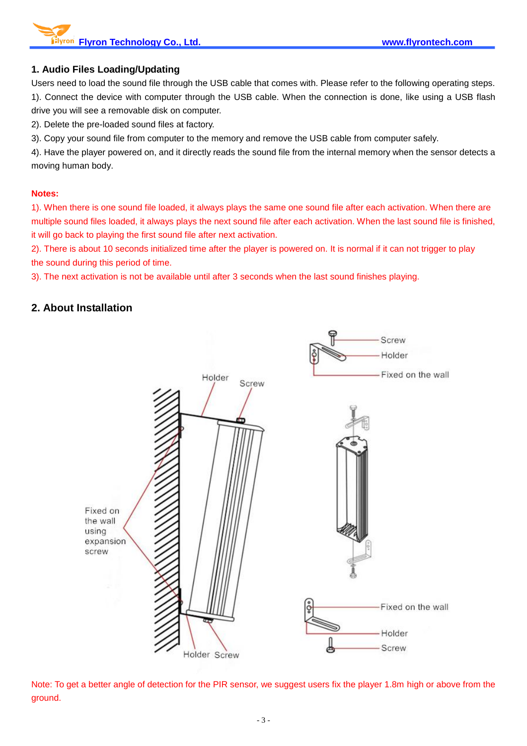## 1. Audio Files Loading/Updating

Users need to load the sound file through the USB cable that comes with. Please refer to the following operating steps.

1). Connect the device with computer through the USB cable. When the connection is done, like using a USB flash drive you will see a removable disk on computer.

2). Delete the pre-loaded sound files at factory.

3). Copy your sound file from computer to the memory and remove the USB cable from computer safely.

4). Have the player powered on, and it directly reads the sound file from the internal memory when the sensor detects a moving human body.

**Notes:**

1). When there is one sound file loaded, it always plays the same one sound file after each activation. When there are multiple sound files loaded, it always plays the next sound file after each activation. When the last sound file is finished, it will go back to playing the first sound file after next activation.

2). There is about 10 seconds initialized time after the player is powered on. It is normal if it can not trigger to play the sound during this period of time.

3). The next activation is not be available until after 3 seconds when the last sound finishes playing.

## 2. About Installation

Holder  Screw

Fixed on the wall using expansion screw

Holder  Screw

Screw
Holder
Fixed on the wall

Fixed on the wall
Holder
Screw

Note: To get a better angle of detection for the PIR sensor, we suggest users fix the player 1.8m high or above from the ground.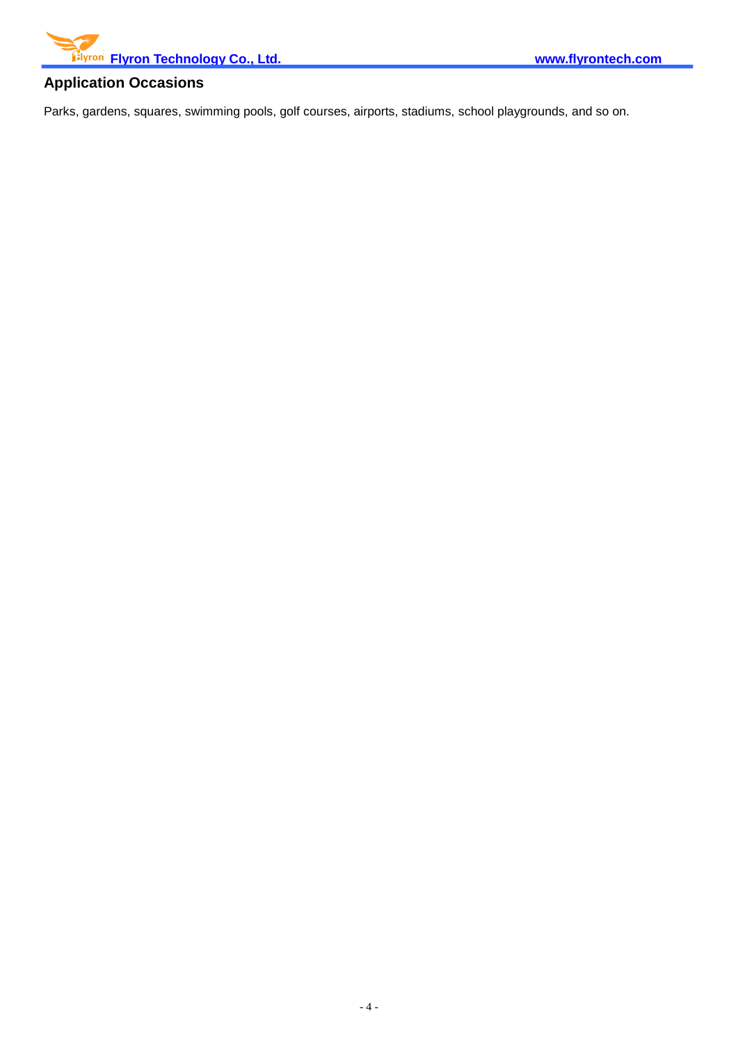## Application Occasions

Parks, gardens, squares, swimming pools, golf courses, airports, stadiums, school playgrounds, and so on.